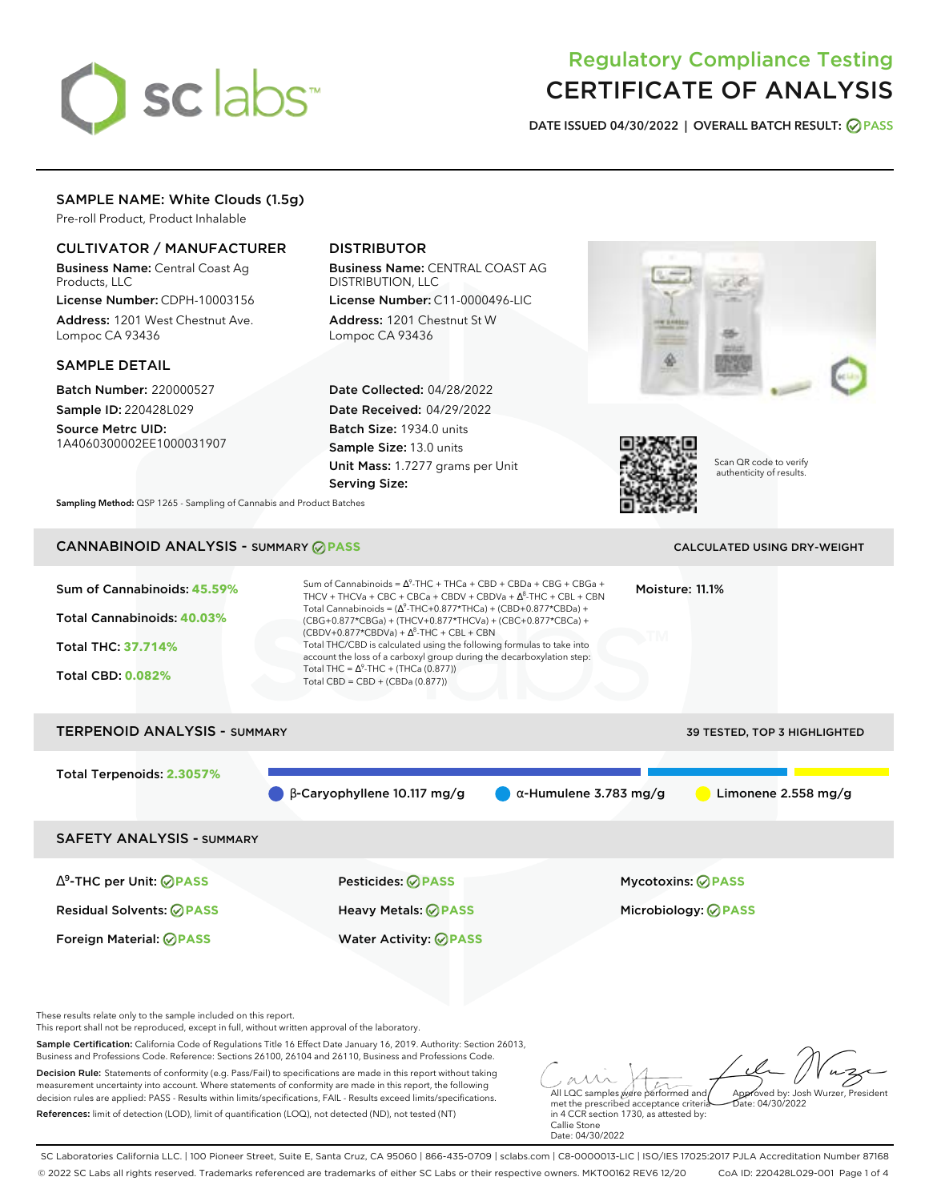# Regulatory Compliance Testing

# CERTIFICATE OF ANALYSIS

**DATE ISSUED 04/30/2022 | OVERALL BATCH RESULT: PASS**

## SAMPLE NAME: White Clouds (1.5g)

Pre-roll Product, Product Inhalable

### CULTIVATOR / MANUFACTURER

**Business Name:** Central Coast Ag Products, LLC

**License Number:** CDPH-10003156

**Address:** 1201 West Chestnut Ave. Lompoc CA 93436

### DISTRIBUTOR

**Business Name:** CENTRAL COAST AG DISTRIBUTION, LLC

**License Number:** C11-0000496-LIC

**Address:** 1201 Chestnut St W Lompoc CA 93436

### SAMPLE DETAIL

**Batch Number:** 220000527

**Sample ID:** 220428L029

**Source Metrc UID:** 1A4060300002EE1000031907

**Date Collected:** 04/28/2022

**Date Received:** 04/29/2022

**Batch Size:** 1934.0 units

**Sample Size:** 13.0 units

**Unit Mass:** 1.7277 grams per Unit

**Serving Size:**

Scan QR code to verify authenticity of results.

**Sampling Method:** QSP 1265 - Sampling of Cannabis and Product Batches

## CANNABINOID ANALYSIS - SUMMARY PASS

CALCULATED USING DRY-WEIGHT

**Sum of Cannabinoids: 45.59%**

**Total Cannabinoids: 40.03%**

**Total THC: 37.714%**

**Total CBD: 0.082%**

Sum of Cannabinoids = $\Delta^9$-THC + THCa + CBD + CBDa + CBG + CBGa + THCV + THCVa + CBC + CBCa + CBDV + CBDVa + $\Delta^8$-THC + CBL + CBN

Total Cannabinoids = ($\Delta^9$-THC+0.877*THCa) + (CBD+0.877*CBDa) + (CBG+0.877*CBGa) + (THCV+0.877*THCVa) + (CBC+0.877*CBCa) + (CBDV+0.877*CBDVa) + $\Delta^8$-THC + CBL + CBN

Total THC/CBD is calculated using the following formulas to take into account the loss of a carboxyl group during the decarboxylation step:

Total THC = $\Delta^9$-THC + (THCa (0.877))

Total CBD = CBD + (CBDa (0.877))

**Moisture:** 11.1%

## TERPENOID ANALYSIS - SUMMARY

39 TESTED, TOP 3 HIGHLIGHTED

**Total Terpenoids: 2.3057%**

β-Caryophyllene 10.117 mg/g | α-Humulene 3.783 mg/g | Limonene 2.558 mg/g

## SAFETY ANALYSIS - SUMMARY

| | | |
|---|---|---|
| $\Delta^9$-THC per Unit: PASS | Pesticides: PASS | Mycotoxins: PASS |
| Residual Solvents: PASS | Heavy Metals: PASS | Microbiology: PASS |
| Foreign Material: PASS | Water Activity: PASS | |

These results relate only to the sample included on this report.
This report shall not be reproduced, except in full, without written approval of the laboratory.

**Sample Certification:** California Code of Regulations Title 16 Effect Date January 16, 2019. Authority: Section 26013, Business and Professions Code. Reference: Sections 26100, 26104 and 26110, Business and Professions Code.

**Decision Rule:** Statements of conformity (e.g. Pass/Fail) to specifications are made in this report without taking measurement uncertainty into account. Where statements of conformity are made in this report, the following decision rules are applied: PASS - Results within limits/specifications, FAIL - Results exceed limits/specifications.

**References:** limit of detection (LOD), limit of quantification (LOQ), not detected (ND), not tested (NT)

All LQC samples were performed and met the prescribed acceptance criteria in 4 CCR section 1730, as attested by: Callie Stone
Date: 04/30/2022

Approved by: Josh Wurzer, President
Date: 04/30/2022

SC Laboratories California LLC. | 100 Pioneer Street, Suite E, Santa Cruz, CA 95060 | 866-435-0709 | sclabs.com | C8-0000013-LIC | ISO/IES 17025:2017 PJLA Accreditation Number 87168
© 2022 SC Labs all rights reserved. Trademarks referenced are trademarks of either SC Labs or their respective owners. MKT00162 REV6 12/20 CoA ID: 220428L029-001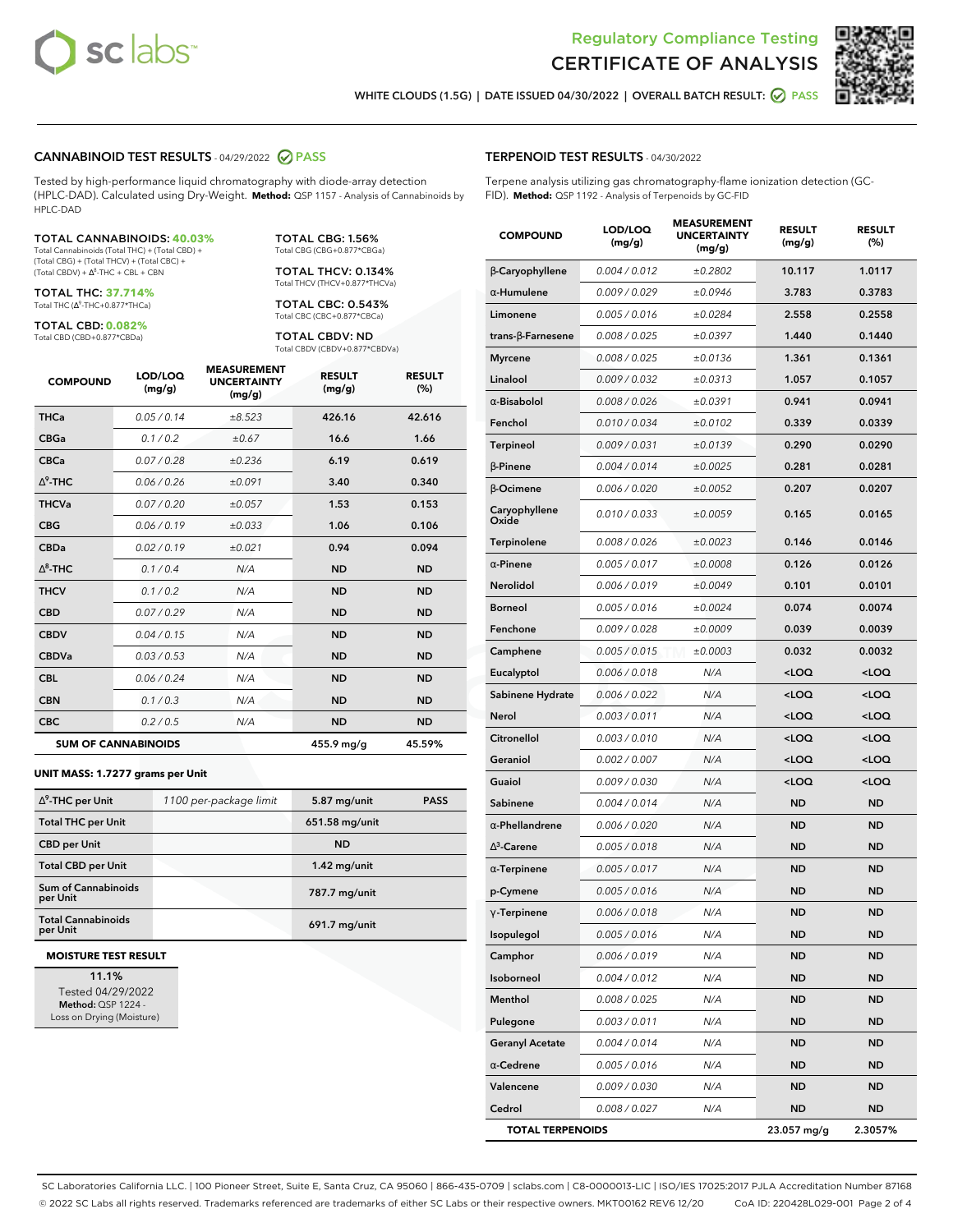Regulatory Compliance Testing

# CERTIFICATE OF ANALYSIS

WHITE CLOUDS (1.5G) | DATE ISSUED 04/30/2022 | OVERALL BATCH RESULT: PASS

## CANNABINOID TEST RESULTS - 04/29/2022 PASS

Tested by high-performance liquid chromatography with diode-array detection (HPLC-DAD). Calculated using Dry-Weight. **Method:** QSP 1157 - Analysis of Cannabinoids by HPLC-DAD

**TOTAL CANNABINOIDS: 40.03%**
Total Cannabinoids (Total THC) + (Total CBD) + (Total CBG) + (Total THCV) + (Total CBC) + (Total CBDV) + $\Delta^8$-THC + CBL + CBN

**TOTAL THC: 37.714%**
Total THC ($\Delta^9$-THC+0.877*THCa)

**TOTAL CBD: 0.082%**
Total CBD (CBD+0.877*CBDa)

**TOTAL CBG: 1.56%**
Total CBG (CBG+0.877*CBGa)

**TOTAL THCV: 0.134%**
Total THCV (THCV+0.877*THCVa)

**TOTAL CBC: 0.543%**
Total CBC (CBC+0.877*CBCa)

**TOTAL CBDV: ND**
Total CBDV (CBDV+0.877*CBDVa)

| COMPOUND | LOD/LOQ (mg/g) | MEASUREMENT UNCERTAINTY (mg/g) | RESULT (mg/g) | RESULT (%) |
|---|---|---|---|---|
| THCa | 0.05 / 0.14 | ±8.523 | 426.16 | 42.616 |
| CBGa | 0.1 / 0.2 | ±0.67 | 16.6 | 1.66 |
| CBCa | 0.07 / 0.28 | ±0.236 | 6.19 | 0.619 |
| $\Delta^9$-THC | 0.06 / 0.26 | ±0.091 | 3.40 | 0.340 |
| THCVa | 0.07 / 0.20 | ±0.057 | 1.53 | 0.153 |
| CBG | 0.06 / 0.19 | ±0.033 | 1.06 | 0.106 |
| CBDa | 0.02 / 0.19 | ±0.021 | 0.94 | 0.094 |
| $\Delta^8$-THC | 0.1 / 0.4 | N/A | ND | ND |
| THCV | 0.1 / 0.2 | N/A | ND | ND |
| CBD | 0.07 / 0.29 | N/A | ND | ND |
| CBDV | 0.04 / 0.15 | N/A | ND | ND |
| CBDVa | 0.03 / 0.53 | N/A | ND | ND |
| CBL | 0.06 / 0.24 | N/A | ND | ND |
| CBN | 0.1 / 0.3 | N/A | ND | ND |
| CBC | 0.2 / 0.5 | N/A | ND | ND |
| **SUM OF CANNABINOIDS** | | | 455.9 mg/g | 45.59% |

**UNIT MASS: 1.7277 grams per Unit**

| | | | |
|---|---|---|---|
| $\Delta^9$-THC per Unit | 1100 per-package limit | 5.87 mg/unit | PASS |
| Total THC per Unit | | 651.58 mg/unit | |
| CBD per Unit | | ND | |
| Total CBD per Unit | | 1.42 mg/unit | |
| Sum of Cannabinoids per Unit | | 787.7 mg/unit | |
| Total Cannabinoids per Unit | | 691.7 mg/unit | |

**MOISTURE TEST RESULT**

11.1%
Tested 04/29/2022
**Method:** QSP 1224 - Loss on Drying (Moisture)

## TERPENOID TEST RESULTS - 04/30/2022

Terpene analysis utilizing gas chromatography-flame ionization detection (GC-FID). **Method:** QSP 1192 - Analysis of Terpenoids by GC-FID

| COMPOUND | LOD/LOQ (mg/g) | MEASUREMENT UNCERTAINTY (mg/g) | RESULT (mg/g) | RESULT (%) |
|---|---|---|---|---|
| β-Caryophyllene | 0.004 / 0.012 | ±0.2802 | 10.117 | 1.0117 |
| α-Humulene | 0.009 / 0.029 | ±0.0946 | 3.783 | 0.3783 |
| Limonene | 0.005 / 0.016 | ±0.0284 | 2.558 | 0.2558 |
| trans-β-Farnesene | 0.008 / 0.025 | ±0.0397 | 1.440 | 0.1440 |
| Myrcene | 0.008 / 0.025 | ±0.0136 | 1.361 | 0.1361 |
| Linalool | 0.009 / 0.032 | ±0.0313 | 1.057 | 0.1057 |
| α-Bisabolol | 0.008 / 0.026 | ±0.0391 | 0.941 | 0.0941 |
| Fenchol | 0.010 / 0.034 | ±0.0102 | 0.339 | 0.0339 |
| Terpineol | 0.009 / 0.031 | ±0.0139 | 0.290 | 0.0290 |
| β-Pinene | 0.004 / 0.014 | ±0.0025 | 0.281 | 0.0281 |
| β-Ocimene | 0.006 / 0.020 | ±0.0052 | 0.207 | 0.0207 |
| Caryophyllene Oxide | 0.010 / 0.033 | ±0.0059 | 0.165 | 0.0165 |
| Terpinolene | 0.008 / 0.026 | ±0.0023 | 0.146 | 0.0146 |
| α-Pinene | 0.005 / 0.017 | ±0.0008 | 0.126 | 0.0126 |
| Nerolidol | 0.006 / 0.019 | ±0.0049 | 0.101 | 0.0101 |
| Borneol | 0.005 / 0.016 | ±0.0024 | 0.074 | 0.0074 |
| Fenchone | 0.009 / 0.028 | ±0.0009 | 0.039 | 0.0039 |
| Camphene | 0.005 / 0.015 | ±0.0003 | 0.032 | 0.0032 |
| Eucalyptol | 0.006 / 0.018 | N/A | <LOQ | <LOQ |
| Sabinene Hydrate | 0.006 / 0.022 | N/A | <LOQ | <LOQ |
| Nerol | 0.003 / 0.011 | N/A | <LOQ | <LOQ |
| Citronellol | 0.003 / 0.010 | N/A | <LOQ | <LOQ |
| Geraniol | 0.002 / 0.007 | N/A | <LOQ | <LOQ |
| Guaiol | 0.009 / 0.030 | N/A | <LOQ | <LOQ |
| Sabinene | 0.004 / 0.014 | N/A | ND | ND |
| α-Phellandrene | 0.006 / 0.020 | N/A | ND | ND |
| $\Delta^3$-Carene | 0.005 / 0.018 | N/A | ND | ND |
| α-Terpinene | 0.005 / 0.017 | N/A | ND | ND |
| p-Cymene | 0.005 / 0.016 | N/A | ND | ND |
| γ-Terpinene | 0.006 / 0.018 | N/A | ND | ND |
| Isopulegol | 0.005 / 0.016 | N/A | ND | ND |
| Camphor | 0.006 / 0.019 | N/A | ND | ND |
| Isoborneol | 0.004 / 0.012 | N/A | ND | ND |
| Menthol | 0.008 / 0.025 | N/A | ND | ND |
| Pulegone | 0.003 / 0.011 | N/A | ND | ND |
| Geranyl Acetate | 0.004 / 0.014 | N/A | ND | ND |
| α-Cedrene | 0.005 / 0.016 | N/A | ND | ND |
| Valencene | 0.009 / 0.030 | N/A | ND | ND |
| Cedrol | 0.008 / 0.027 | N/A | ND | ND |
| **TOTAL TERPENOIDS** | | | 23.057 mg/g | 2.3057% |

SC Laboratories California LLC. | 100 Pioneer Street, Suite E, Santa Cruz, CA 95060 | 866-435-0709 | sclabs.com | C8-0000013-LIC | ISO/IES 17025:2017 PJLA Accreditation Number 87168
© 2022 SC Labs all rights reserved. Trademarks referenced are trademarks of either SC Labs or their respective owners. MKT00162 REV6 12/20 CoA ID: 220428L029-001